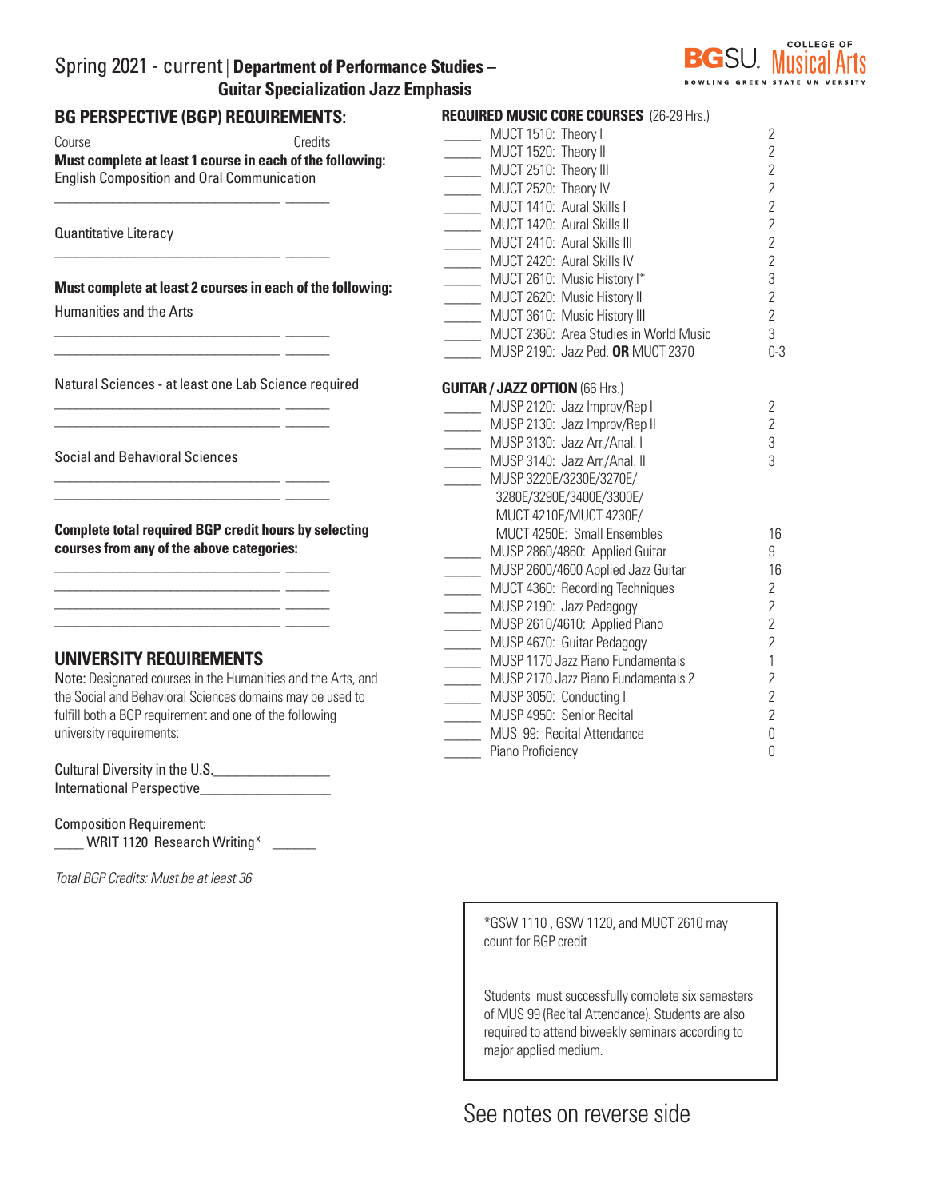# Spring 2021 - current | Department of Performance Studies – Guitar Specialization Jazz Emphasis

BGSU College of Musical Arts
BOWLING GREEN STATE UNIVERSITY

## BG PERSPECTIVE (BGP) REQUIREMENTS:

Course Credits

**Must complete at least 1 course in each of the following:**

English Composition and Oral Communication

_______________________________ ______

Quantitative Literacy

_______________________________ ______

**Must complete at least 2 courses in each of the following:**

Humanities and the Arts

_______________________________ ______
_______________________________ ______

Natural Sciences - at least one Lab Science required

_______________________________ ______
_______________________________ ______

Social and Behavioral Sciences

_______________________________ ______
_______________________________ ______

**Complete total required BGP credit hours by selecting courses from any of the above categories:**

_______________________________ ______
_______________________________ ______
_______________________________ ______
_______________________________ ______

## UNIVERSITY REQUIREMENTS

Note: Designated courses in the Humanities and the Arts, and the Social and Behavioral Sciences domains may be used to fulfill both a BGP requirement and one of the following university requirements:

Cultural Diversity in the U.S.________________
International Perspective__________________

Composition Requirement:
____ WRIT 1120 Research Writing* ______

*Total BGP Credits: Must be at least 36*

## REQUIRED MUSIC CORE COURSES (26-29 Hrs.)

| | Course | Credits |
|---|---|---|
| _____ | MUCT 1510: Theory I | 2 |
| _____ | MUCT 1520: Theory II | 2 |
| _____ | MUCT 2510: Theory III | 2 |
| _____ | MUCT 2520: Theory IV | 2 |
| _____ | MUCT 1410: Aural Skills I | 2 |
| _____ | MUCT 1420: Aural Skills II | 2 |
| _____ | MUCT 2410: Aural Skills III | 2 |
| _____ | MUCT 2420: Aural Skills IV | 2 |
| _____ | MUCT 2610: Music History I* | 3 |
| _____ | MUCT 2620: Music History II | 2 |
| _____ | MUCT 3610: Music History III | 2 |
| _____ | MUCT 2360: Area Studies in World Music | 3 |
| _____ | MUSP 2190: Jazz Ped. **OR** MUCT 2370 | 0-3 |

## GUITAR / JAZZ OPTION (66 Hrs.)

| | Course | Credits |
|---|---|---|
| _____ | MUSP 2120: Jazz Improv/Rep I | 2 |
| _____ | MUSP 2130: Jazz Improv/Rep II | 2 |
| _____ | MUSP 3130: Jazz Arr./Anal. I | 3 |
| _____ | MUSP 3140: Jazz Arr./Anal. II | 3 |
| _____ | MUSP 3220E/3230E/3270E/ 3280E/3290E/3400E/3300E/ MUCT 4210E/MUCT 4230E/ MUCT 4250E: Small Ensembles | 16 |
| _____ | MUSP 2860/4860: Applied Guitar | 9 |
| _____ | MUSP 2600/4600 Applied Jazz Guitar | 16 |
| _____ | MUCT 4360: Recording Techniques | 2 |
| _____ | MUSP 2190: Jazz Pedagogy | 2 |
| _____ | MUSP 2610/4610: Applied Piano | 2 |
| _____ | MUSP 4670: Guitar Pedagogy | 2 |
| _____ | MUSP 1170 Jazz Piano Fundamentals | 1 |
| _____ | MUSP 2170 Jazz Piano Fundamentals 2 | 2 |
| _____ | MUSP 3050: Conducting I | 2 |
| _____ | MUSP 4950: Senior Recital | 2 |
| _____ | MUS 99: Recital Attendance | 0 |
| _____ | Piano Proficiency | 0 |

*GSW 1110 , GSW 1120, and MUCT 2610 may count for BGP credit

Students must successfully complete six semesters of MUS 99 (Recital Attendance). Students are also required to attend biweekly seminars according to major applied medium.

See notes on reverse side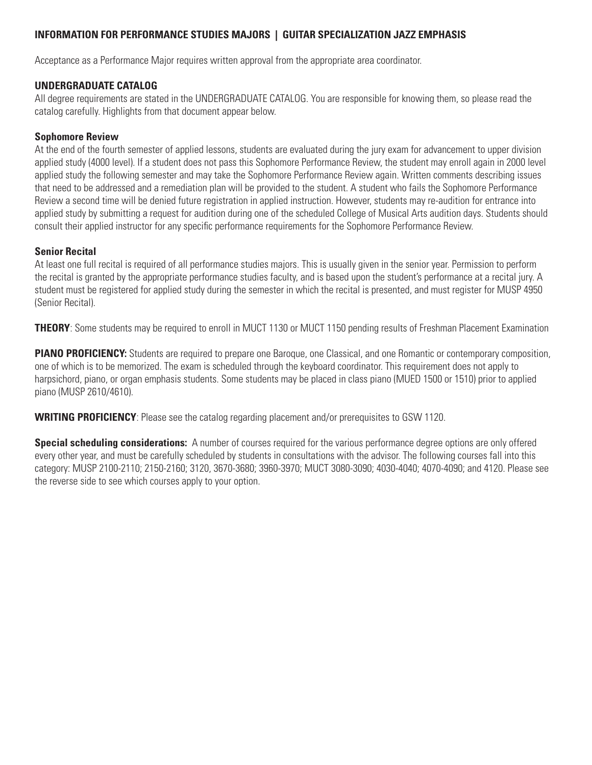## INFORMATION FOR PERFORMANCE STUDIES MAJORS | GUITAR SPECIALIZATION JAZZ EMPHASIS

Acceptance as a Performance Major requires written approval from the appropriate area coordinator.

### UNDERGRADUATE CATALOG

All degree requirements are stated in the UNDERGRADUATE CATALOG. You are responsible for knowing them, so please read the catalog carefully. Highlights from that document appear below.

#### Sophomore Review

At the end of the fourth semester of applied lessons, students are evaluated during the jury exam for advancement to upper division applied study (4000 level). If a student does not pass this Sophomore Performance Review, the student may enroll again in 2000 level applied study the following semester and may take the Sophomore Performance Review again. Written comments describing issues that need to be addressed and a remediation plan will be provided to the student. A student who fails the Sophomore Performance Review a second time will be denied future registration in applied instruction. However, students may re-audition for entrance into applied study by submitting a request for audition during one of the scheduled College of Musical Arts audition days. Students should consult their applied instructor for any specific performance requirements for the Sophomore Performance Review.

#### Senior Recital

At least one full recital is required of all performance studies majors. This is usually given in the senior year. Permission to perform the recital is granted by the appropriate performance studies faculty, and is based upon the student's performance at a recital jury. A student must be registered for applied study during the semester in which the recital is presented, and must register for MUSP 4950 (Senior Recital).

**THEORY**: Some students may be required to enroll in MUCT 1130 or MUCT 1150 pending results of Freshman Placement Examination

**PIANO PROFICIENCY:** Students are required to prepare one Baroque, one Classical, and one Romantic or contemporary composition, one of which is to be memorized. The exam is scheduled through the keyboard coordinator. This requirement does not apply to harpsichord, piano, or organ emphasis students. Some students may be placed in class piano (MUED 1500 or 1510) prior to applied piano (MUSP 2610/4610).

**WRITING PROFICIENCY**: Please see the catalog regarding placement and/or prerequisites to GSW 1120.

**Special scheduling considerations:** A number of courses required for the various performance degree options are only offered every other year, and must be carefully scheduled by students in consultations with the advisor. The following courses fall into this category: MUSP 2100-2110; 2150-2160; 3120, 3670-3680; 3960-3970; MUCT 3080-3090; 4030-4040; 4070-4090; and 4120. Please see the reverse side to see which courses apply to your option.